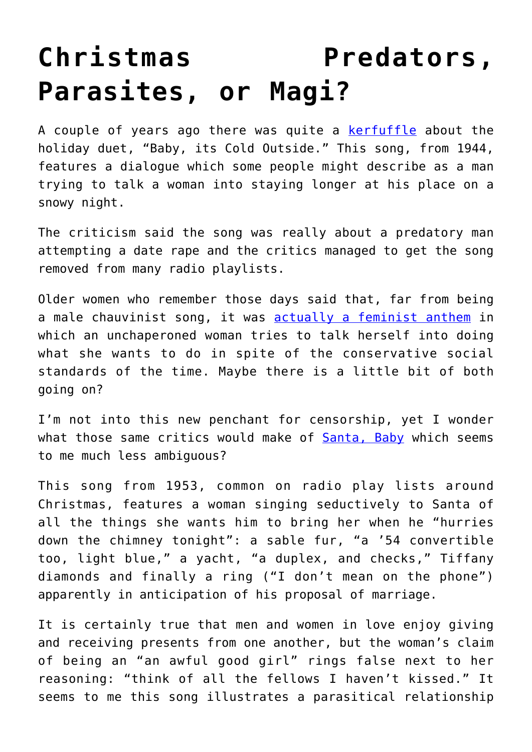# Christmas Predators, Parasites, or Magi?

A couple of years ago there was quite a kerfuffle about the holiday duet, "Baby, its Cold Outside." This song, from 1944, features a dialogue which some people might describe as a man trying to talk a woman into staying longer at his place on a snowy night.

The criticism said the song was really about a predatory man attempting a date rape and the critics managed to get the song removed from many radio playlists.

Older women who remember those days said that, far from being a male chauvinist song, it was actually a feminist anthem in which an unchaperoned woman tries to talk herself into doing what she wants to do in spite of the conservative social standards of the time. Maybe there is a little bit of both going on?

I'm not into this new penchant for censorship, yet I wonder what those same critics would make of Santa, Baby which seems to me much less ambiguous?

This song from 1953, common on radio play lists around Christmas, features a woman singing seductively to Santa of all the things she wants him to bring her when he "hurries down the chimney tonight": a sable fur, "a '54 convertible too, light blue," a yacht, "a duplex, and checks," Tiffany diamonds and finally a ring ("I don't mean on the phone") apparently in anticipation of his proposal of marriage.

It is certainly true that men and women in love enjoy giving and receiving presents from one another, but the woman's claim of being an "an awful good girl" rings false next to her reasoning: "think of all the fellows I haven't kissed." It seems to me this song illustrates a parasitical relationship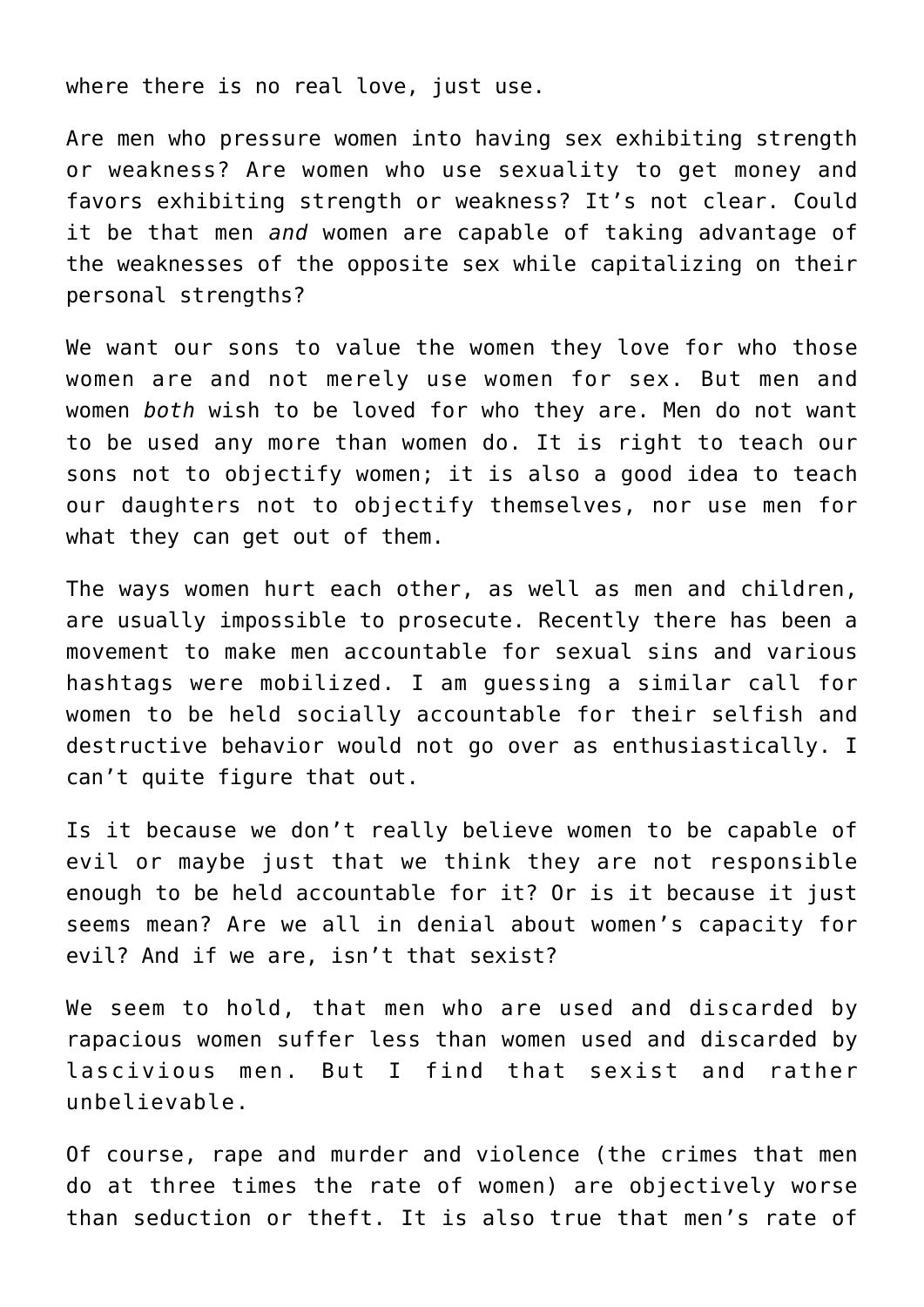where there is no real love, just use.

Are men who pressure women into having sex exhibiting strength or weakness? Are women who use sexuality to get money and favors exhibiting strength or weakness? It's not clear. Could it be that men *and* women are capable of taking advantage of the weaknesses of the opposite sex while capitalizing on their personal strengths?

We want our sons to value the women they love for who those women are and not merely use women for sex. But men and women *both* wish to be loved for who they are. Men do not want to be used any more than women do. It is right to teach our sons not to objectify women; it is also a good idea to teach our daughters not to objectify themselves, nor use men for what they can get out of them.

The ways women hurt each other, as well as men and children, are usually impossible to prosecute. Recently there has been a movement to make men accountable for sexual sins and various hashtags were mobilized. I am guessing a similar call for women to be held socially accountable for their selfish and destructive behavior would not go over as enthusiastically. I can't quite figure that out.

Is it because we don't really believe women to be capable of evil or maybe just that we think they are not responsible enough to be held accountable for it? Or is it because it just seems mean? Are we all in denial about women's capacity for evil? And if we are, isn't that sexist?

We seem to hold, that men who are used and discarded by rapacious women suffer less than women used and discarded by lascivious men. But I find that sexist and rather unbelievable.

Of course, rape and murder and violence (the crimes that men do at three times the rate of women) are objectively worse than seduction or theft. It is also true that men's rate of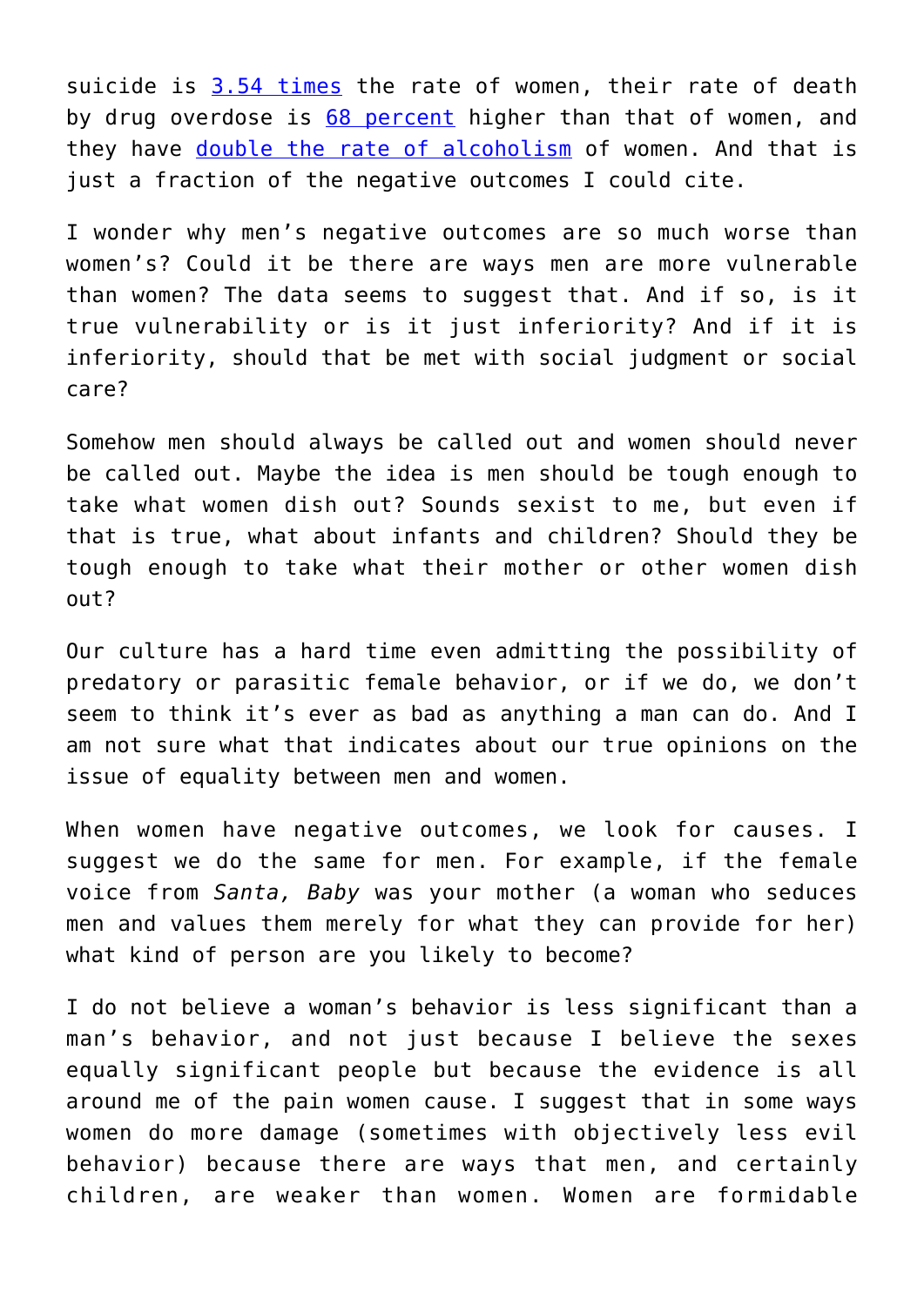suicide is 3.54 times the rate of women, their rate of death by drug overdose is 68 percent higher than that of women, and they have double the rate of alcoholism of women. And that is just a fraction of the negative outcomes I could cite.

I wonder why men's negative outcomes are so much worse than women's? Could it be there are ways men are more vulnerable than women? The data seems to suggest that. And if so, is it true vulnerability or is it just inferiority? And if it is inferiority, should that be met with social judgment or social care?

Somehow men should always be called out and women should never be called out. Maybe the idea is men should be tough enough to take what women dish out? Sounds sexist to me, but even if that is true, what about infants and children? Should they be tough enough to take what their mother or other women dish out?

Our culture has a hard time even admitting the possibility of predatory or parasitic female behavior, or if we do, we don't seem to think it's ever as bad as anything a man can do. And I am not sure what that indicates about our true opinions on the issue of equality between men and women.

When women have negative outcomes, we look for causes. I suggest we do the same for men. For example, if the female voice from *Santa, Baby* was your mother (a woman who seduces men and values them merely for what they can provide for her) what kind of person are you likely to become?

I do not believe a woman's behavior is less significant than a man's behavior, and not just because I believe the sexes equally significant people but because the evidence is all around me of the pain women cause. I suggest that in some ways women do more damage (sometimes with objectively less evil behavior) because there are ways that men, and certainly children, are weaker than women. Women are formidable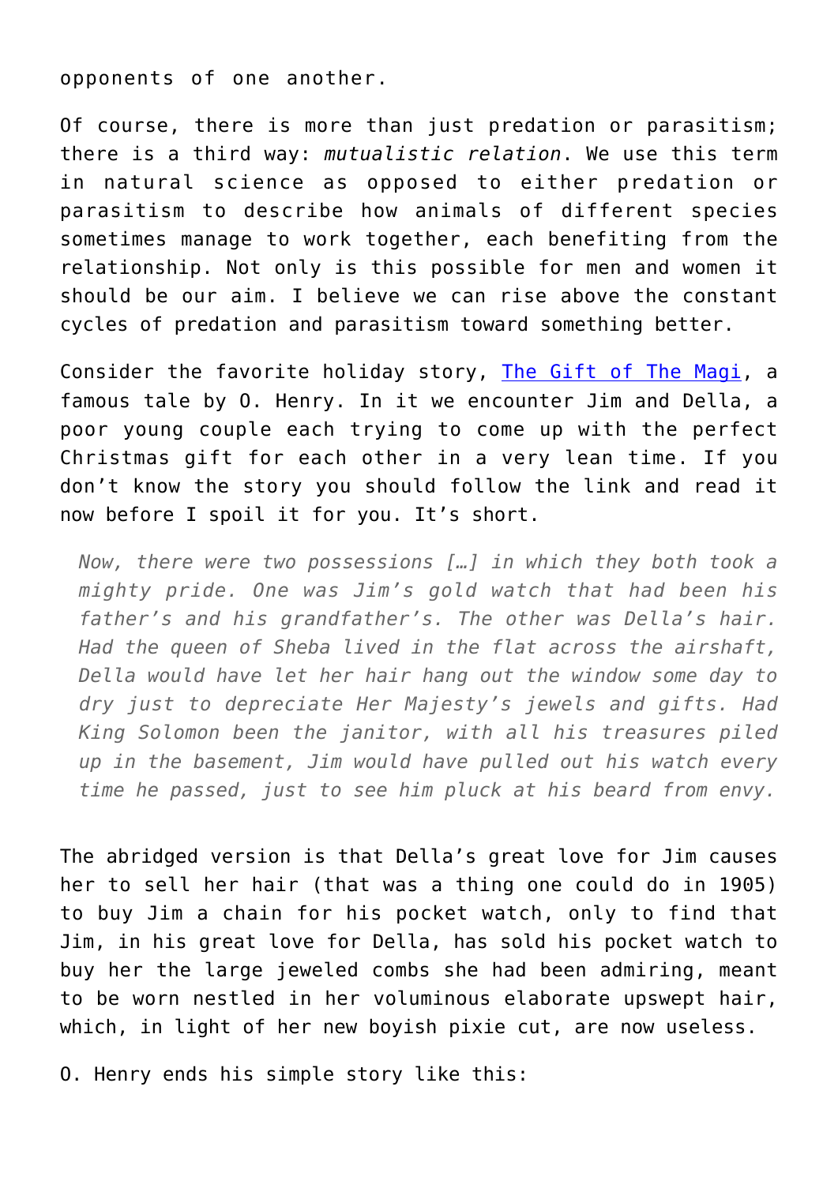opponents of one another.

Of course, there is more than just predation or parasitism; there is a third way: *mutualistic relation*. We use this term in natural science as opposed to either predation or parasitism to describe how animals of different species sometimes manage to work together, each benefiting from the relationship. Not only is this possible for men and women it should be our aim. I believe we can rise above the constant cycles of predation and parasitism toward something better.

Consider the favorite holiday story, [The Gift of The Magi], a famous tale by O. Henry. In it we encounter Jim and Della, a poor young couple each trying to come up with the perfect Christmas gift for each other in a very lean time. If you don't know the story you should follow the link and read it now before I spoil it for you. It's short.

> *Now, there were two possessions […] in which they both took a mighty pride. One was Jim's gold watch that had been his father's and his grandfather's. The other was Della's hair. Had the queen of Sheba lived in the flat across the airshaft, Della would have let her hair hang out the window some day to dry just to depreciate Her Majesty's jewels and gifts. Had King Solomon been the janitor, with all his treasures piled up in the basement, Jim would have pulled out his watch every time he passed, just to see him pluck at his beard from envy.*

The abridged version is that Della's great love for Jim causes her to sell her hair (that was a thing one could do in 1905) to buy Jim a chain for his pocket watch, only to find that Jim, in his great love for Della, has sold his pocket watch to buy her the large jeweled combs she had been admiring, meant to be worn nestled in her voluminous elaborate upswept hair, which, in light of her new boyish pixie cut, are now useless.

O. Henry ends his simple story like this: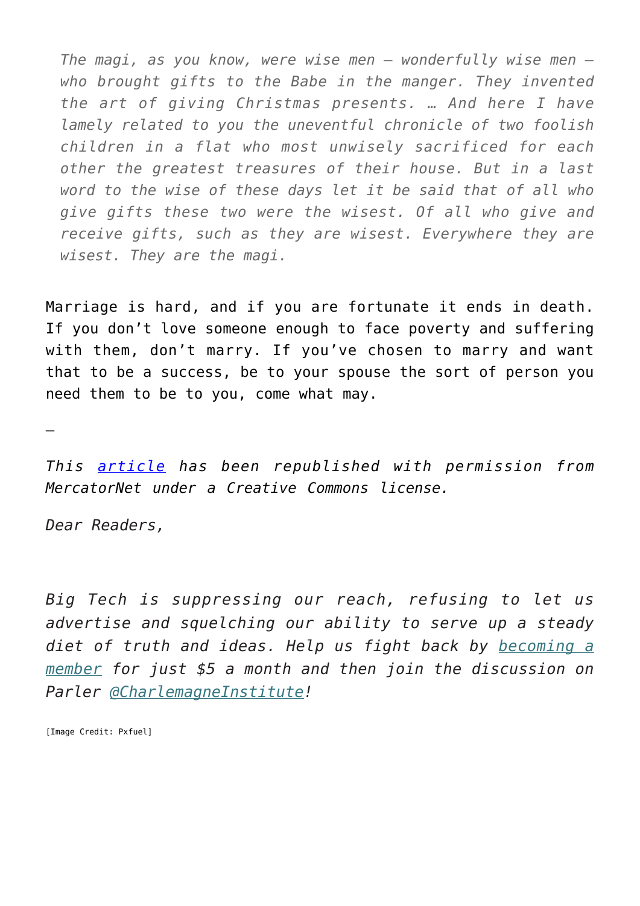> *The magi, as you know, were wise men — wonderfully wise men — who brought gifts to the Babe in the manger. They invented the art of giving Christmas presents. … And here I have lamely related to you the uneventful chronicle of two foolish children in a flat who most unwisely sacrificed for each other the greatest treasures of their house. But in a last word to the wise of these days let it be said that of all who give gifts these two were the wisest. Of all who give and receive gifts, such as they are wisest. Everywhere they are wisest. They are the magi.*

Marriage is hard, and if you are fortunate it ends in death. If you don't love someone enough to face poverty and suffering with them, don't marry. If you've chosen to marry and want that to be a success, be to your spouse the sort of person you need them to be to you, come what may.

—

*This article has been republished with permission from MercatorNet under a Creative Commons license.*

*Dear Readers,*

*Big Tech is suppressing our reach, refusing to let us advertise and squelching our ability to serve up a steady diet of truth and ideas. Help us fight back by becoming a member for just $5 a month and then join the discussion on Parler @CharlemagneInstitute!*

[Image Credit: Pxfuel]